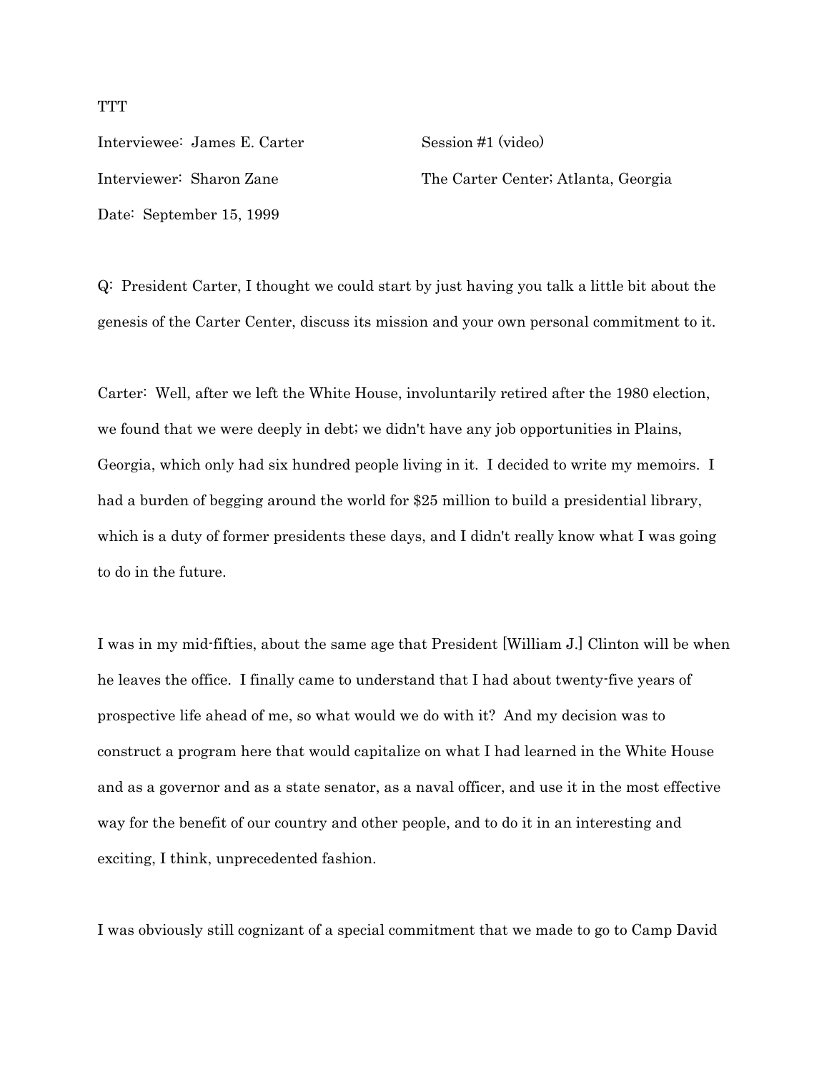TTT

Interviewee: James E. Carter Session #1 (video)

Interviewer: Sharon Zane The Carter Center; Atlanta, Georgia

Date: September 15, 1999

Q: President Carter, I thought we could start by just having you talk a little bit about the genesis of the Carter Center, discuss its mission and your own personal commitment to it.

Carter: Well, after we left the White House, involuntarily retired after the 1980 election, we found that we were deeply in debt; we didn't have any job opportunities in Plains, Georgia, which only had six hundred people living in it. I decided to write my memoirs. I had a burden of begging around the world for $25 million to build a presidential library, which is a duty of former presidents these days, and I didn't really know what I was going to do in the future.

I was in my mid-fifties, about the same age that President [William J.] Clinton will be when he leaves the office. I finally came to understand that I had about twenty-five years of prospective life ahead of me, so what would we do with it? And my decision was to construct a program here that would capitalize on what I had learned in the White House and as a governor and as a state senator, as a naval officer, and use it in the most effective way for the benefit of our country and other people, and to do it in an interesting and exciting, I think, unprecedented fashion.

I was obviously still cognizant of a special commitment that we made to go to Camp David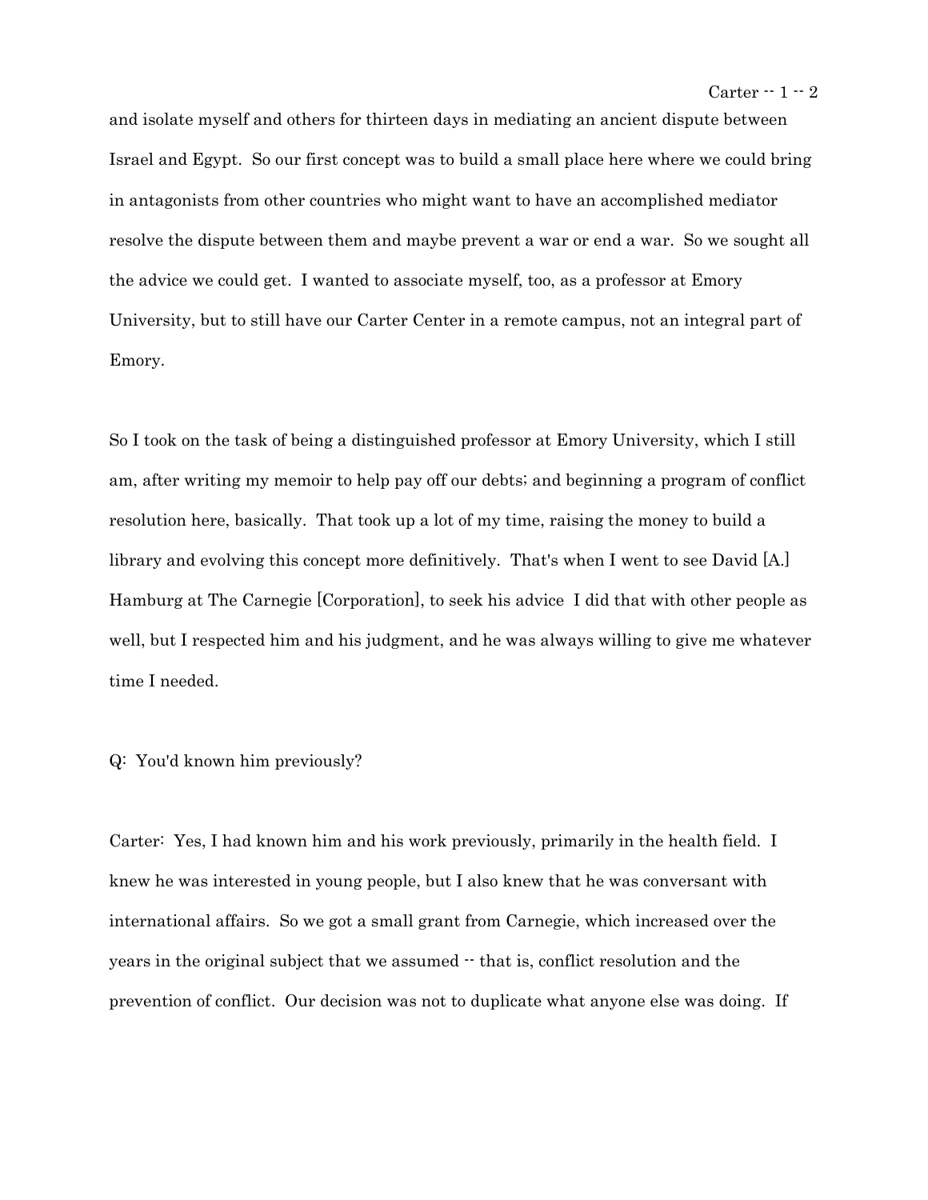and isolate myself and others for thirteen days in mediating an ancient dispute between Israel and Egypt. So our first concept was to build a small place here where we could bring in antagonists from other countries who might want to have an accomplished mediator resolve the dispute between them and maybe prevent a war or end a war. So we sought all the advice we could get. I wanted to associate myself, too, as a professor at Emory University, but to still have our Carter Center in a remote campus, not an integral part of Emory.

So I took on the task of being a distinguished professor at Emory University, which I still am, after writing my memoir to help pay off our debts; and beginning a program of conflict resolution here, basically. That took up a lot of my time, raising the money to build a library and evolving this concept more definitively. That's when I went to see David [A.] Hamburg at The Carnegie [Corporation], to seek his advice I did that with other people as well, but I respected him and his judgment, and he was always willing to give me whatever time I needed.

Q: You'd known him previously?

Carter: Yes, I had known him and his work previously, primarily in the health field. I knew he was interested in young people, but I also knew that he was conversant with international affairs. So we got a small grant from Carnegie, which increased over the years in the original subject that we assumed -- that is, conflict resolution and the prevention of conflict. Our decision was not to duplicate what anyone else was doing. If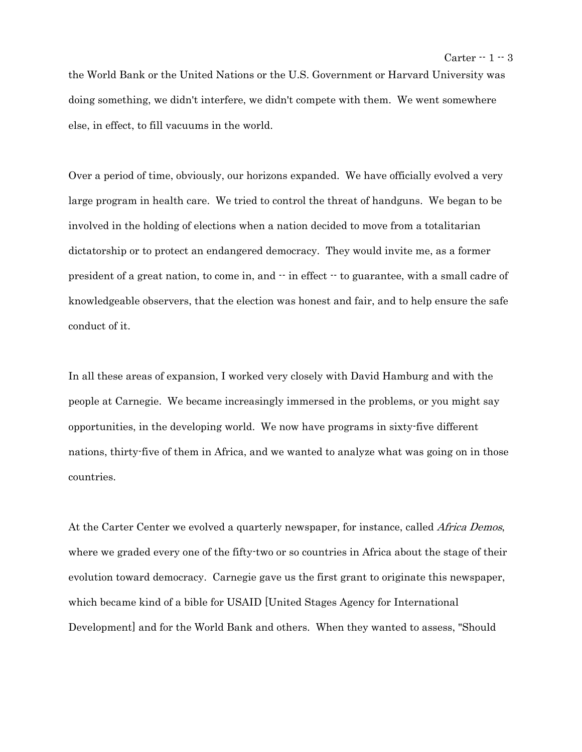the World Bank or the United Nations or the U.S. Government or Harvard University was doing something, we didn't interfere, we didn't compete with them. We went somewhere else, in effect, to fill vacuums in the world.

Over a period of time, obviously, our horizons expanded. We have officially evolved a very large program in health care. We tried to control the threat of handguns. We began to be involved in the holding of elections when a nation decided to move from a totalitarian dictatorship or to protect an endangered democracy. They would invite me, as a former president of a great nation, to come in, and -- in effect -- to guarantee, with a small cadre of knowledgeable observers, that the election was honest and fair, and to help ensure the safe conduct of it.

In all these areas of expansion, I worked very closely with David Hamburg and with the people at Carnegie. We became increasingly immersed in the problems, or you might say opportunities, in the developing world. We now have programs in sixty-five different nations, thirty-five of them in Africa, and we wanted to analyze what was going on in those countries.

At the Carter Center we evolved a quarterly newspaper, for instance, called *Africa Demos*, where we graded every one of the fifty-two or so countries in Africa about the stage of their evolution toward democracy. Carnegie gave us the first grant to originate this newspaper, which became kind of a bible for USAID [United Stages Agency for International Development] and for the World Bank and others. When they wanted to assess, "Should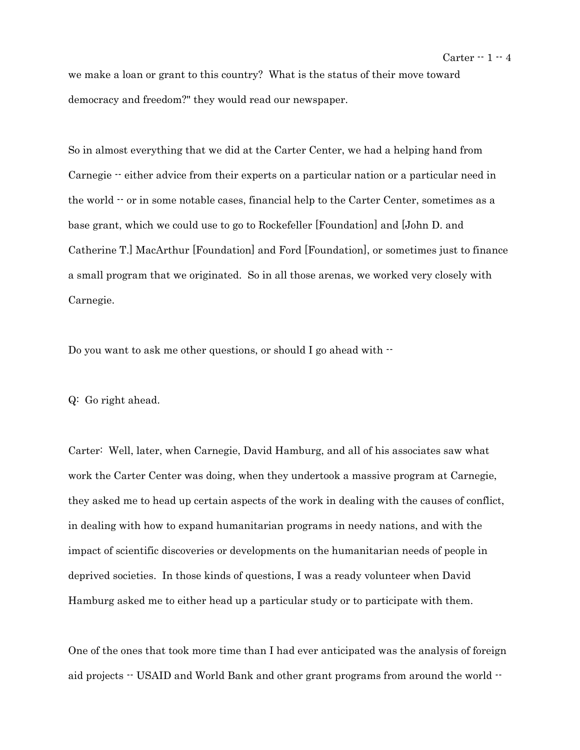we make a loan or grant to this country? What is the status of their move toward democracy and freedom?" they would read our newspaper.

So in almost everything that we did at the Carter Center, we had a helping hand from Carnegie -- either advice from their experts on a particular nation or a particular need in the world -- or in some notable cases, financial help to the Carter Center, sometimes as a base grant, which we could use to go to Rockefeller [Foundation] and [John D. and Catherine T.] MacArthur [Foundation] and Ford [Foundation], or sometimes just to finance a small program that we originated. So in all those arenas, we worked very closely with Carnegie.

Do you want to ask me other questions, or should I go ahead with --

Q: Go right ahead.

Carter: Well, later, when Carnegie, David Hamburg, and all of his associates saw what work the Carter Center was doing, when they undertook a massive program at Carnegie, they asked me to head up certain aspects of the work in dealing with the causes of conflict, in dealing with how to expand humanitarian programs in needy nations, and with the impact of scientific discoveries or developments on the humanitarian needs of people in deprived societies. In those kinds of questions, I was a ready volunteer when David Hamburg asked me to either head up a particular study or to participate with them.

One of the ones that took more time than I had ever anticipated was the analysis of foreign aid projects -- USAID and World Bank and other grant programs from around the world --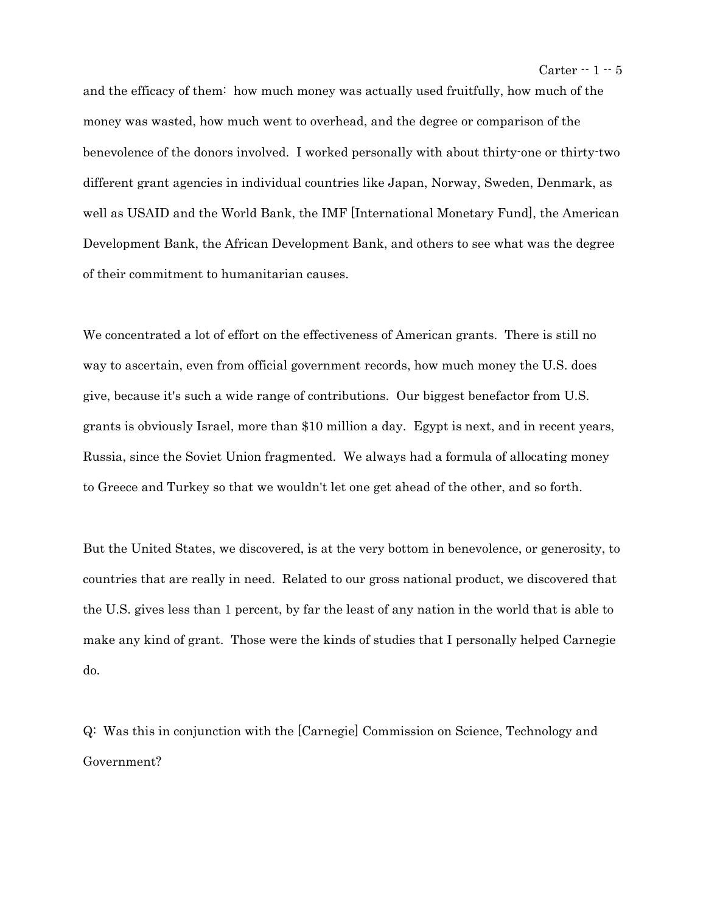and the efficacy of them: how much money was actually used fruitfully, how much of the money was wasted, how much went to overhead, and the degree or comparison of the benevolence of the donors involved. I worked personally with about thirty-one or thirty-two different grant agencies in individual countries like Japan, Norway, Sweden, Denmark, as well as USAID and the World Bank, the IMF [International Monetary Fund], the American Development Bank, the African Development Bank, and others to see what was the degree of their commitment to humanitarian causes.

We concentrated a lot of effort on the effectiveness of American grants. There is still no way to ascertain, even from official government records, how much money the U.S. does give, because it's such a wide range of contributions. Our biggest benefactor from U.S. grants is obviously Israel, more than $10 million a day. Egypt is next, and in recent years, Russia, since the Soviet Union fragmented. We always had a formula of allocating money to Greece and Turkey so that we wouldn't let one get ahead of the other, and so forth.

But the United States, we discovered, is at the very bottom in benevolence, or generosity, to countries that are really in need. Related to our gross national product, we discovered that the U.S. gives less than 1 percent, by far the least of any nation in the world that is able to make any kind of grant. Those were the kinds of studies that I personally helped Carnegie do.

Q: Was this in conjunction with the [Carnegie] Commission on Science, Technology and Government?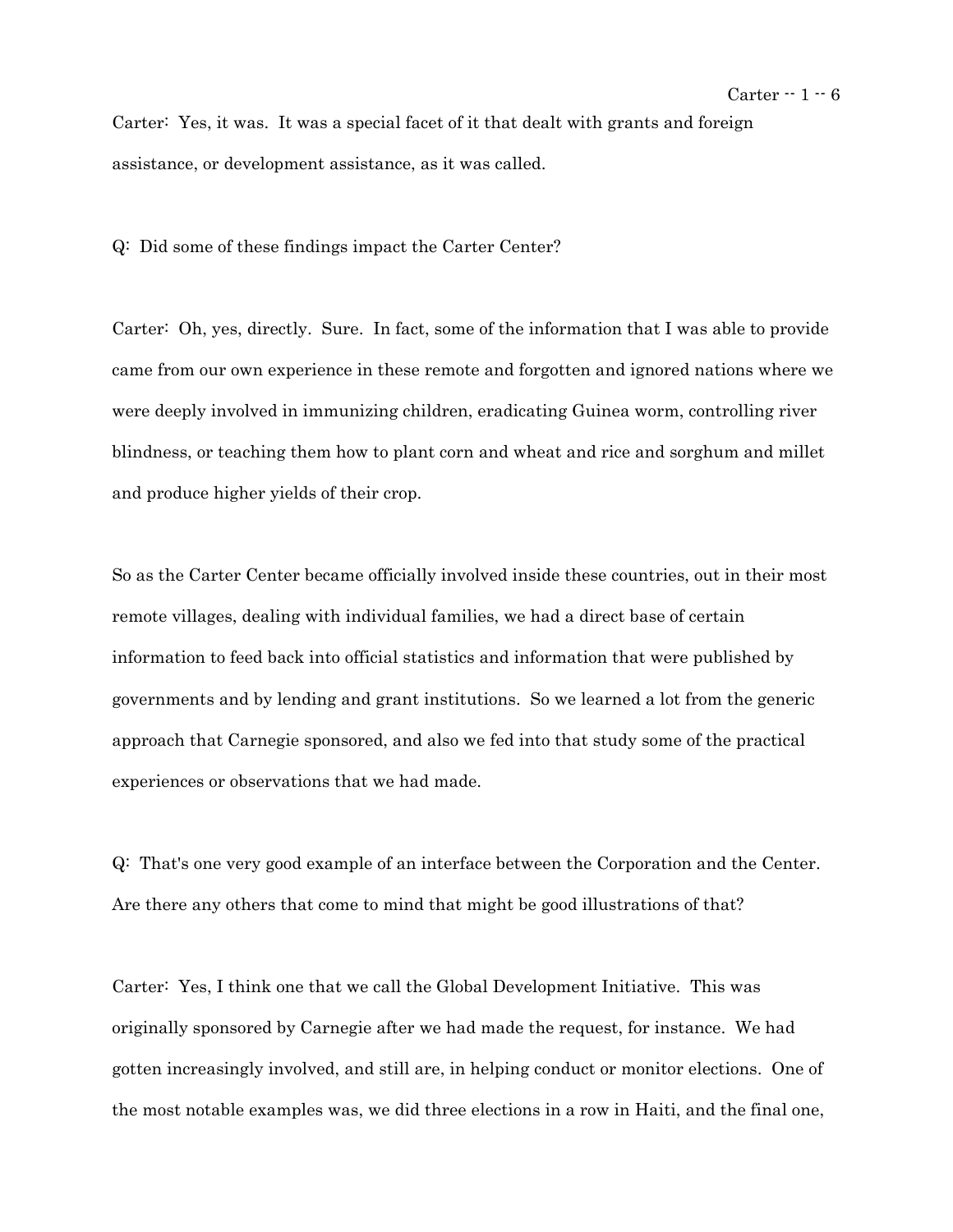Carter: Yes, it was. It was a special facet of it that dealt with grants and foreign assistance, or development assistance, as it was called.

Q: Did some of these findings impact the Carter Center?

Carter: Oh, yes, directly. Sure. In fact, some of the information that I was able to provide came from our own experience in these remote and forgotten and ignored nations where we were deeply involved in immunizing children, eradicating Guinea worm, controlling river blindness, or teaching them how to plant corn and wheat and rice and sorghum and millet and produce higher yields of their crop.

So as the Carter Center became officially involved inside these countries, out in their most remote villages, dealing with individual families, we had a direct base of certain information to feed back into official statistics and information that were published by governments and by lending and grant institutions. So we learned a lot from the generic approach that Carnegie sponsored, and also we fed into that study some of the practical experiences or observations that we had made.

Q: That's one very good example of an interface between the Corporation and the Center. Are there any others that come to mind that might be good illustrations of that?

Carter: Yes, I think one that we call the Global Development Initiative. This was originally sponsored by Carnegie after we had made the request, for instance. We had gotten increasingly involved, and still are, in helping conduct or monitor elections. One of the most notable examples was, we did three elections in a row in Haiti, and the final one,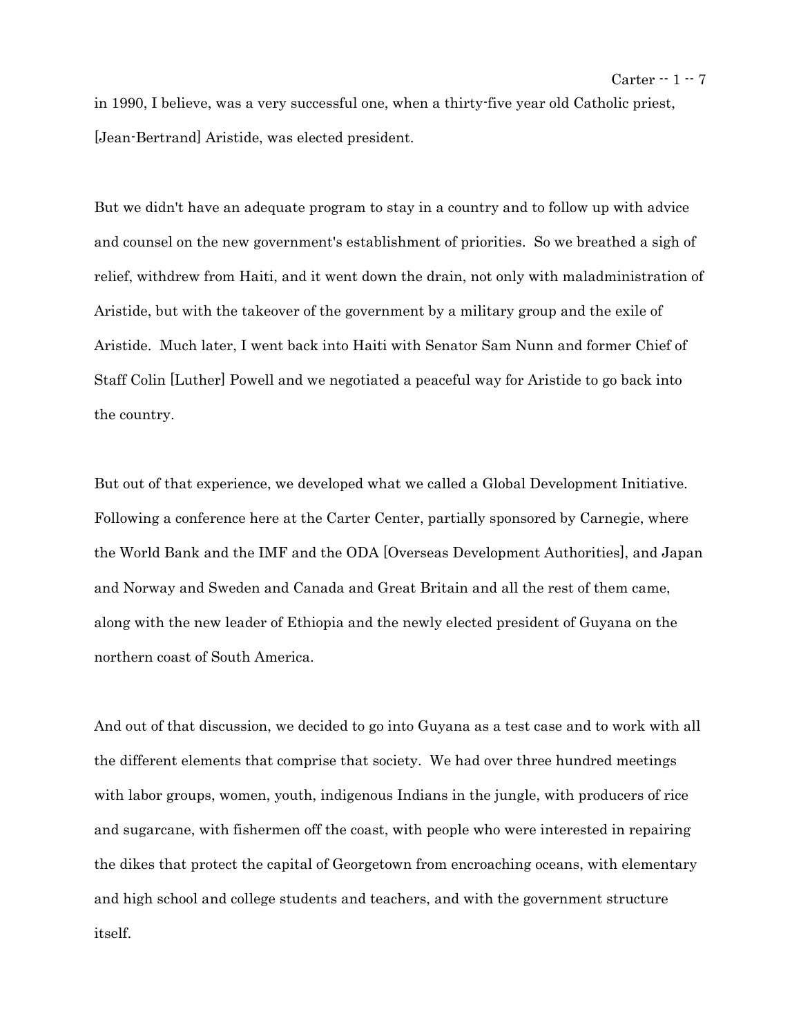in 1990, I believe, was a very successful one, when a thirty-five year old Catholic priest, [Jean-Bertrand] Aristide, was elected president.

But we didn't have an adequate program to stay in a country and to follow up with advice and counsel on the new government's establishment of priorities. So we breathed a sigh of relief, withdrew from Haiti, and it went down the drain, not only with maladministration of Aristide, but with the takeover of the government by a military group and the exile of Aristide. Much later, I went back into Haiti with Senator Sam Nunn and former Chief of Staff Colin [Luther] Powell and we negotiated a peaceful way for Aristide to go back into the country.

But out of that experience, we developed what we called a Global Development Initiative. Following a conference here at the Carter Center, partially sponsored by Carnegie, where the World Bank and the IMF and the ODA [Overseas Development Authorities], and Japan and Norway and Sweden and Canada and Great Britain and all the rest of them came, along with the new leader of Ethiopia and the newly elected president of Guyana on the northern coast of South America.

And out of that discussion, we decided to go into Guyana as a test case and to work with all the different elements that comprise that society. We had over three hundred meetings with labor groups, women, youth, indigenous Indians in the jungle, with producers of rice and sugarcane, with fishermen off the coast, with people who were interested in repairing the dikes that protect the capital of Georgetown from encroaching oceans, with elementary and high school and college students and teachers, and with the government structure itself.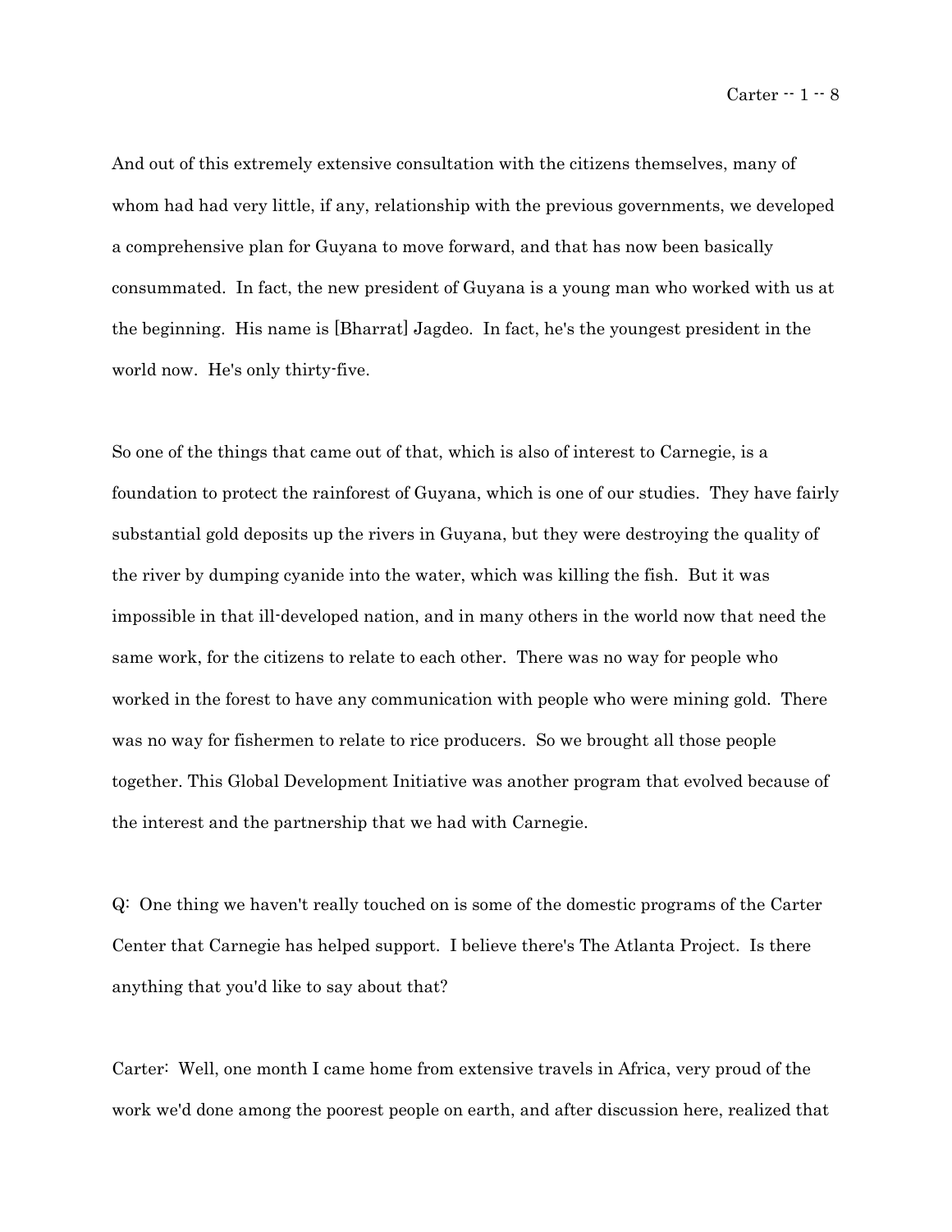And out of this extremely extensive consultation with the citizens themselves, many of whom had had very little, if any, relationship with the previous governments, we developed a comprehensive plan for Guyana to move forward, and that has now been basically consummated. In fact, the new president of Guyana is a young man who worked with us at the beginning. His name is [Bharrat] Jagdeo. In fact, he's the youngest president in the world now. He's only thirty-five.

So one of the things that came out of that, which is also of interest to Carnegie, is a foundation to protect the rainforest of Guyana, which is one of our studies. They have fairly substantial gold deposits up the rivers in Guyana, but they were destroying the quality of the river by dumping cyanide into the water, which was killing the fish. But it was impossible in that ill-developed nation, and in many others in the world now that need the same work, for the citizens to relate to each other. There was no way for people who worked in the forest to have any communication with people who were mining gold. There was no way for fishermen to relate to rice producers. So we brought all those people together. This Global Development Initiative was another program that evolved because of the interest and the partnership that we had with Carnegie.

Q: One thing we haven't really touched on is some of the domestic programs of the Carter Center that Carnegie has helped support. I believe there's The Atlanta Project. Is there anything that you'd like to say about that?

Carter: Well, one month I came home from extensive travels in Africa, very proud of the work we'd done among the poorest people on earth, and after discussion here, realized that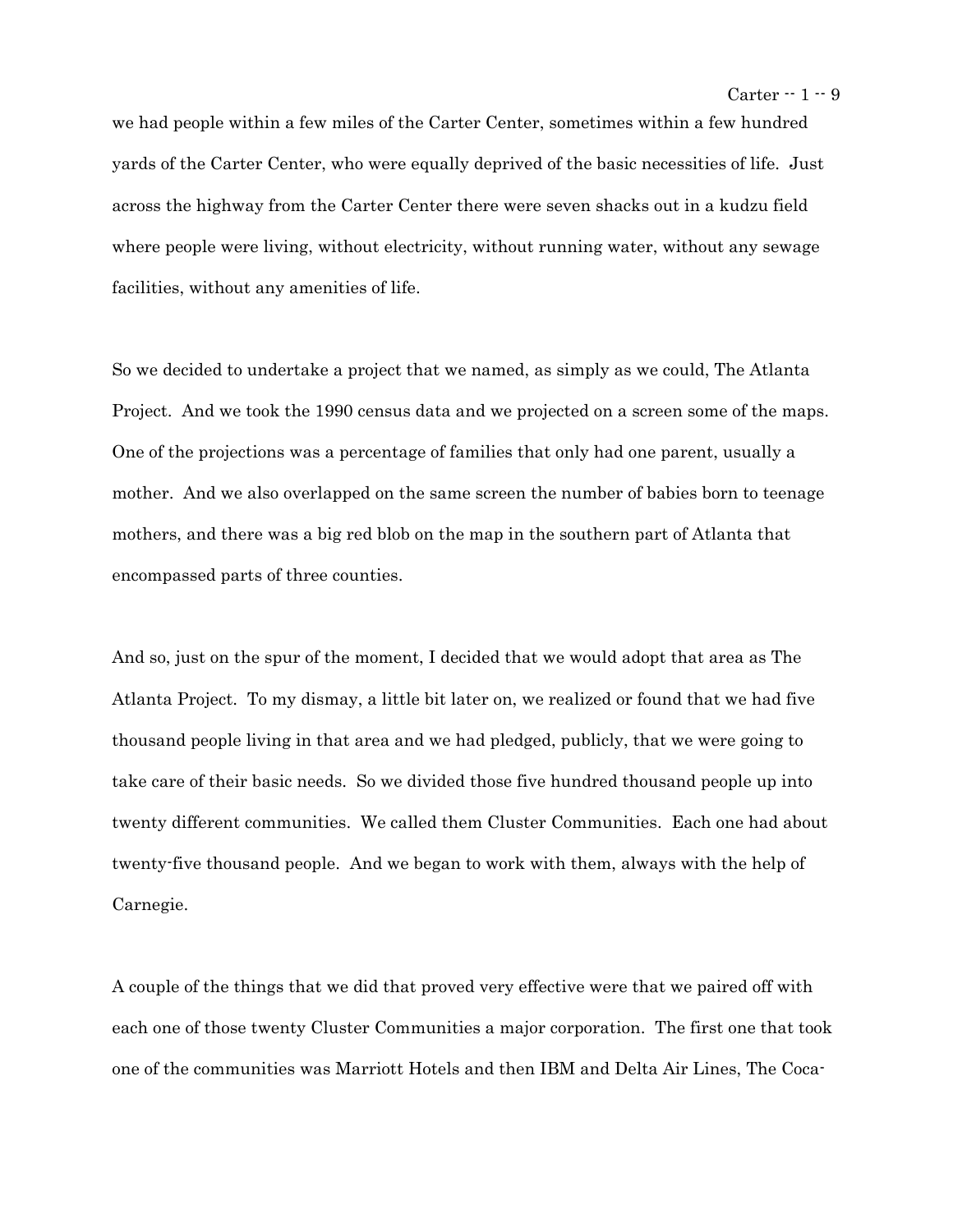we had people within a few miles of the Carter Center, sometimes within a few hundred yards of the Carter Center, who were equally deprived of the basic necessities of life. Just across the highway from the Carter Center there were seven shacks out in a kudzu field where people were living, without electricity, without running water, without any sewage facilities, without any amenities of life.

So we decided to undertake a project that we named, as simply as we could, The Atlanta Project. And we took the 1990 census data and we projected on a screen some of the maps. One of the projections was a percentage of families that only had one parent, usually a mother. And we also overlapped on the same screen the number of babies born to teenage mothers, and there was a big red blob on the map in the southern part of Atlanta that encompassed parts of three counties.

And so, just on the spur of the moment, I decided that we would adopt that area as The Atlanta Project. To my dismay, a little bit later on, we realized or found that we had five thousand people living in that area and we had pledged, publicly, that we were going to take care of their basic needs. So we divided those five hundred thousand people up into twenty different communities. We called them Cluster Communities. Each one had about twenty-five thousand people. And we began to work with them, always with the help of Carnegie.

A couple of the things that we did that proved very effective were that we paired off with each one of those twenty Cluster Communities a major corporation. The first one that took one of the communities was Marriott Hotels and then IBM and Delta Air Lines, The Coca-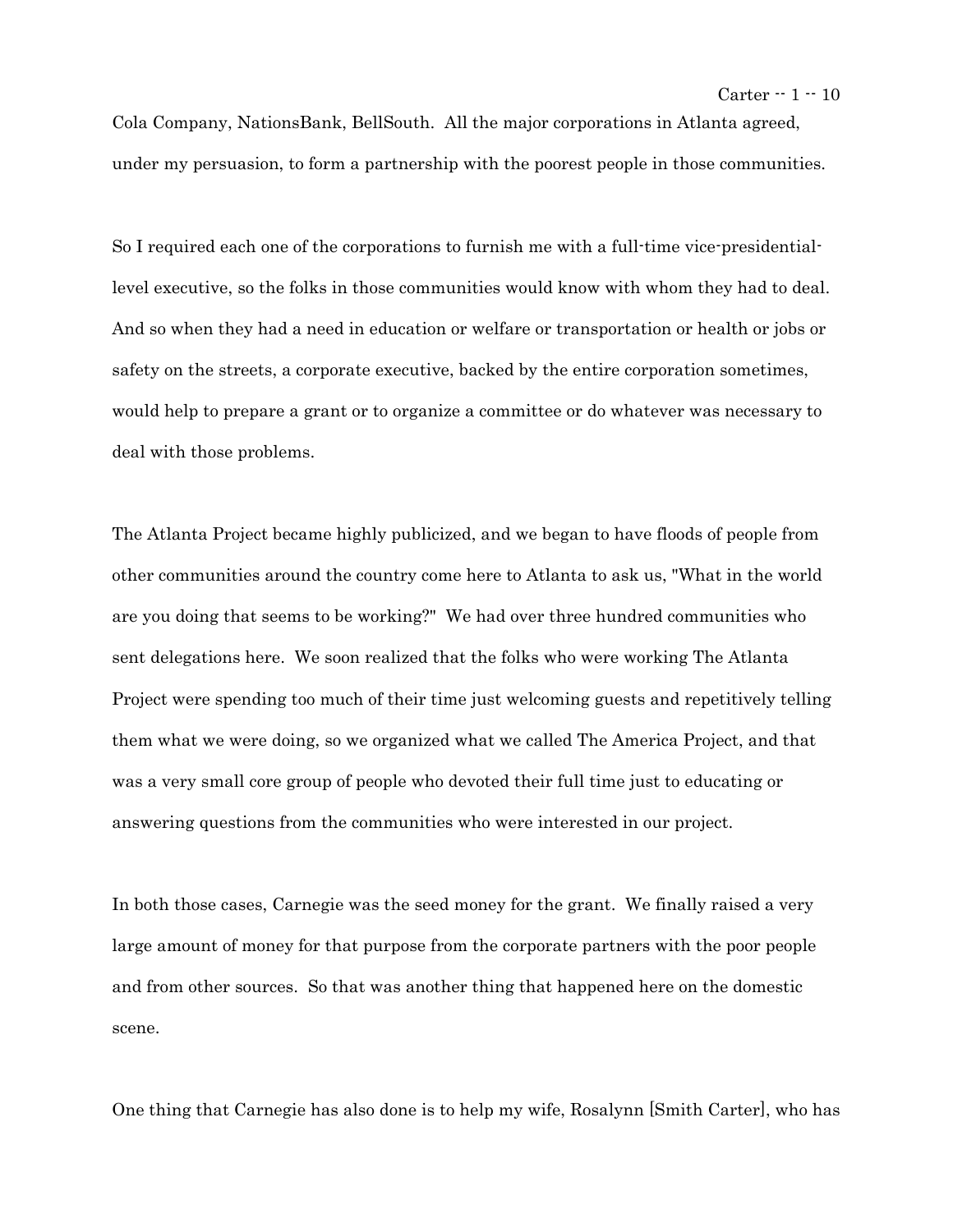Cola Company, NationsBank, BellSouth. All the major corporations in Atlanta agreed, under my persuasion, to form a partnership with the poorest people in those communities.

So I required each one of the corporations to furnish me with a full-time vice-presidential-level executive, so the folks in those communities would know with whom they had to deal. And so when they had a need in education or welfare or transportation or health or jobs or safety on the streets, a corporate executive, backed by the entire corporation sometimes, would help to prepare a grant or to organize a committee or do whatever was necessary to deal with those problems.

The Atlanta Project became highly publicized, and we began to have floods of people from other communities around the country come here to Atlanta to ask us, "What in the world are you doing that seems to be working?" We had over three hundred communities who sent delegations here. We soon realized that the folks who were working The Atlanta Project were spending too much of their time just welcoming guests and repetitively telling them what we were doing, so we organized what we called The America Project, and that was a very small core group of people who devoted their full time just to educating or answering questions from the communities who were interested in our project.

In both those cases, Carnegie was the seed money for the grant. We finally raised a very large amount of money for that purpose from the corporate partners with the poor people and from other sources. So that was another thing that happened here on the domestic scene.

One thing that Carnegie has also done is to help my wife, Rosalynn [Smith Carter], who has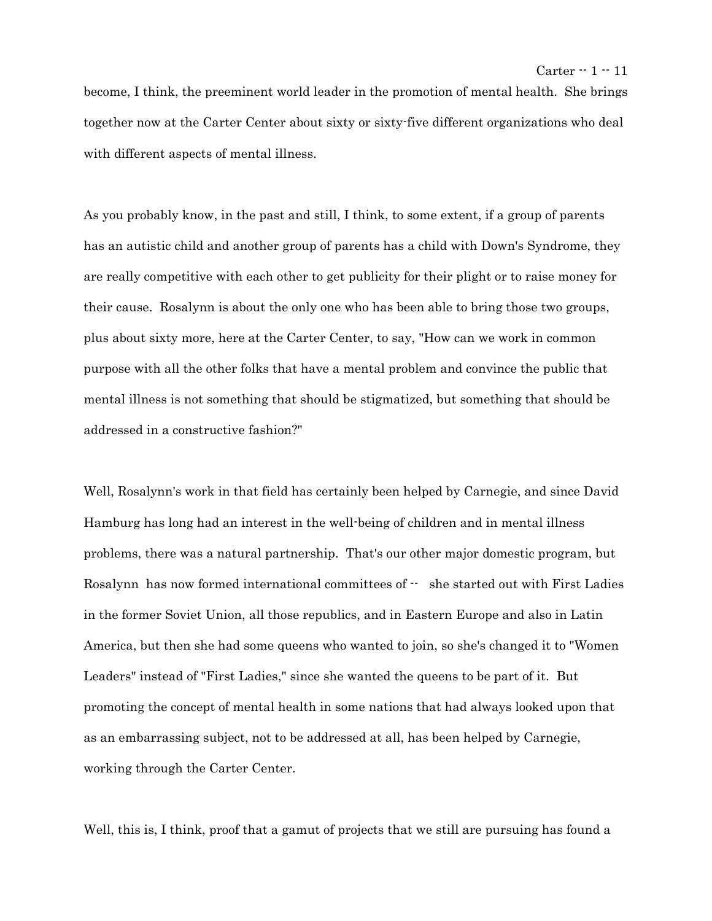become, I think, the preeminent world leader in the promotion of mental health. She brings together now at the Carter Center about sixty or sixty-five different organizations who deal with different aspects of mental illness.

As you probably know, in the past and still, I think, to some extent, if a group of parents has an autistic child and another group of parents has a child with Down's Syndrome, they are really competitive with each other to get publicity for their plight or to raise money for their cause. Rosalynn is about the only one who has been able to bring those two groups, plus about sixty more, here at the Carter Center, to say, "How can we work in common purpose with all the other folks that have a mental problem and convince the public that mental illness is not something that should be stigmatized, but something that should be addressed in a constructive fashion?"

Well, Rosalynn's work in that field has certainly been helped by Carnegie, and since David Hamburg has long had an interest in the well-being of children and in mental illness problems, there was a natural partnership. That's our other major domestic program, but Rosalynn has now formed international committees of -- she started out with First Ladies in the former Soviet Union, all those republics, and in Eastern Europe and also in Latin America, but then she had some queens who wanted to join, so she's changed it to "Women Leaders" instead of "First Ladies," since she wanted the queens to be part of it. But promoting the concept of mental health in some nations that had always looked upon that as an embarrassing subject, not to be addressed at all, has been helped by Carnegie, working through the Carter Center.

Well, this is, I think, proof that a gamut of projects that we still are pursuing has found a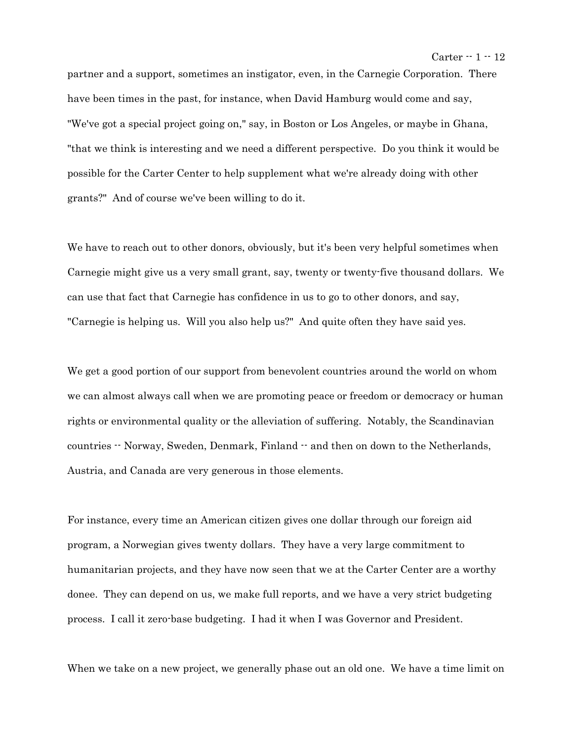partner and a support, sometimes an instigator, even, in the Carnegie Corporation. There have been times in the past, for instance, when David Hamburg would come and say, "We've got a special project going on," say, in Boston or Los Angeles, or maybe in Ghana, "that we think is interesting and we need a different perspective. Do you think it would be possible for the Carter Center to help supplement what we're already doing with other grants?" And of course we've been willing to do it.

We have to reach out to other donors, obviously, but it's been very helpful sometimes when Carnegie might give us a very small grant, say, twenty or twenty-five thousand dollars. We can use that fact that Carnegie has confidence in us to go to other donors, and say, "Carnegie is helping us. Will you also help us?" And quite often they have said yes.

We get a good portion of our support from benevolent countries around the world on whom we can almost always call when we are promoting peace or freedom or democracy or human rights or environmental quality or the alleviation of suffering. Notably, the Scandinavian countries -- Norway, Sweden, Denmark, Finland -- and then on down to the Netherlands, Austria, and Canada are very generous in those elements.

For instance, every time an American citizen gives one dollar through our foreign aid program, a Norwegian gives twenty dollars. They have a very large commitment to humanitarian projects, and they have now seen that we at the Carter Center are a worthy donee. They can depend on us, we make full reports, and we have a very strict budgeting process. I call it zero-base budgeting. I had it when I was Governor and President.

When we take on a new project, we generally phase out an old one. We have a time limit on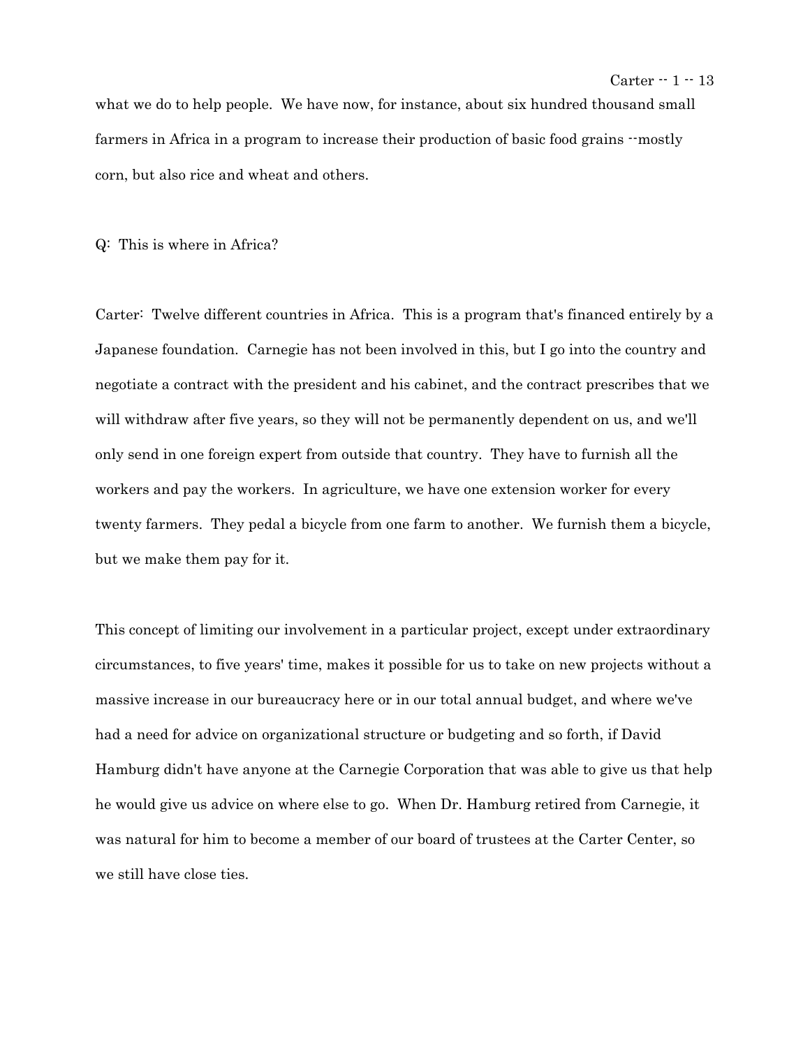what we do to help people. We have now, for instance, about six hundred thousand small farmers in Africa in a program to increase their production of basic food grains --mostly corn, but also rice and wheat and others.

Q: This is where in Africa?

Carter: Twelve different countries in Africa. This is a program that's financed entirely by a Japanese foundation. Carnegie has not been involved in this, but I go into the country and negotiate a contract with the president and his cabinet, and the contract prescribes that we will withdraw after five years, so they will not be permanently dependent on us, and we'll only send in one foreign expert from outside that country. They have to furnish all the workers and pay the workers. In agriculture, we have one extension worker for every twenty farmers. They pedal a bicycle from one farm to another. We furnish them a bicycle, but we make them pay for it.

This concept of limiting our involvement in a particular project, except under extraordinary circumstances, to five years' time, makes it possible for us to take on new projects without a massive increase in our bureaucracy here or in our total annual budget, and where we've had a need for advice on organizational structure or budgeting and so forth, if David Hamburg didn't have anyone at the Carnegie Corporation that was able to give us that help he would give us advice on where else to go. When Dr. Hamburg retired from Carnegie, it was natural for him to become a member of our board of trustees at the Carter Center, so we still have close ties.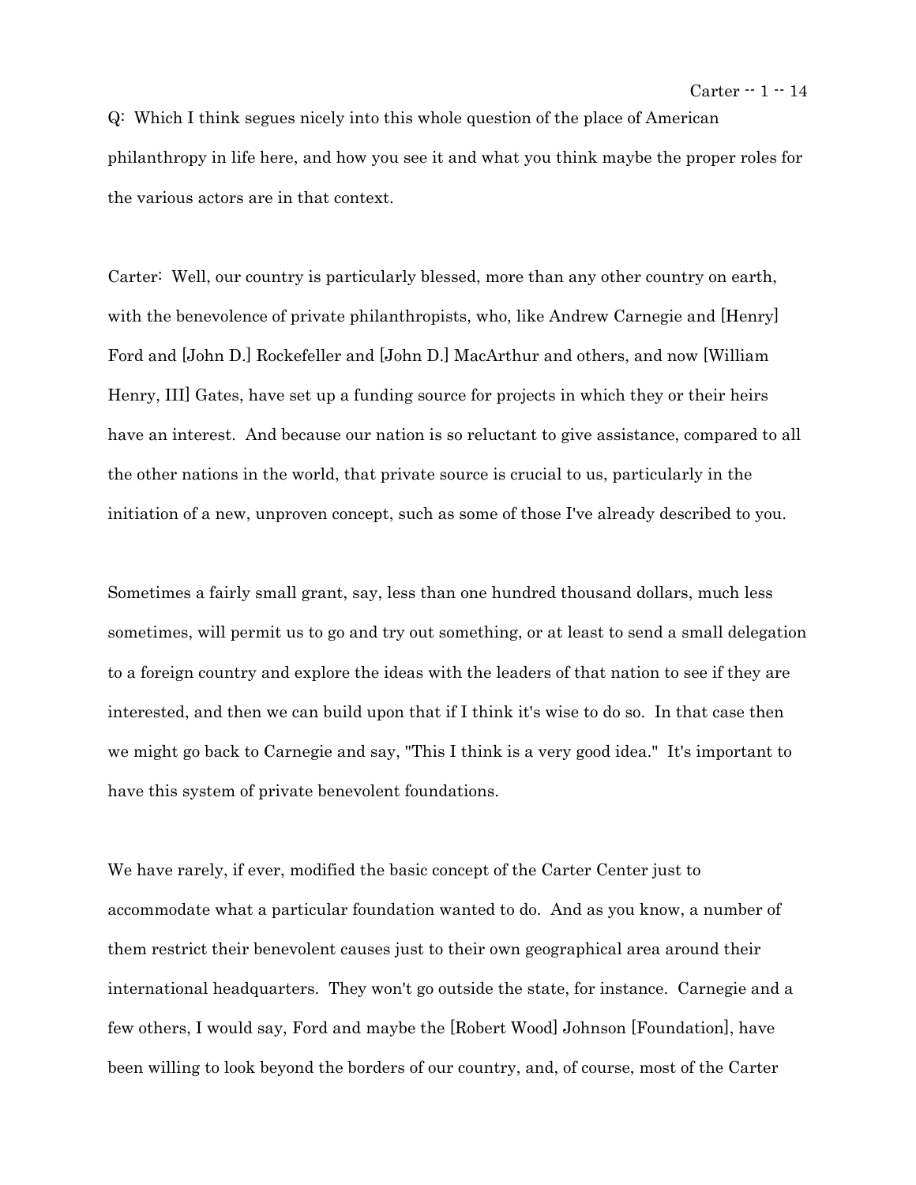Q: Which I think segues nicely into this whole question of the place of American philanthropy in life here, and how you see it and what you think maybe the proper roles for the various actors are in that context.

Carter: Well, our country is particularly blessed, more than any other country on earth, with the benevolence of private philanthropists, who, like Andrew Carnegie and [Henry] Ford and [John D.] Rockefeller and [John D.] MacArthur and others, and now [William Henry, III] Gates, have set up a funding source for projects in which they or their heirs have an interest. And because our nation is so reluctant to give assistance, compared to all the other nations in the world, that private source is crucial to us, particularly in the initiation of a new, unproven concept, such as some of those I've already described to you.

Sometimes a fairly small grant, say, less than one hundred thousand dollars, much less sometimes, will permit us to go and try out something, or at least to send a small delegation to a foreign country and explore the ideas with the leaders of that nation to see if they are interested, and then we can build upon that if I think it's wise to do so. In that case then we might go back to Carnegie and say, "This I think is a very good idea." It's important to have this system of private benevolent foundations.

We have rarely, if ever, modified the basic concept of the Carter Center just to accommodate what a particular foundation wanted to do. And as you know, a number of them restrict their benevolent causes just to their own geographical area around their international headquarters. They won't go outside the state, for instance. Carnegie and a few others, I would say, Ford and maybe the [Robert Wood] Johnson [Foundation], have been willing to look beyond the borders of our country, and, of course, most of the Carter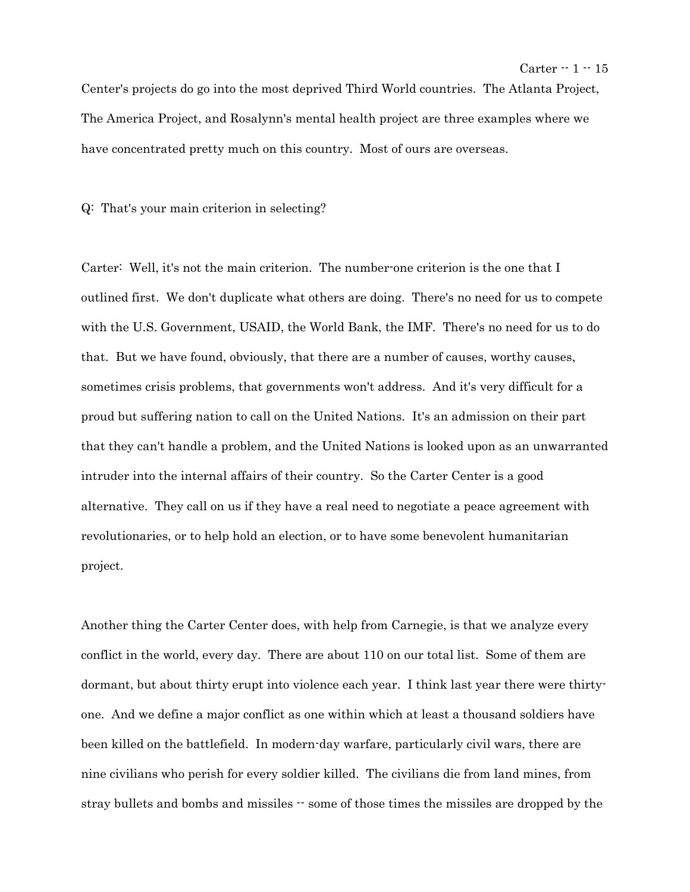Center's projects do go into the most deprived Third World countries. The Atlanta Project, The America Project, and Rosalynn's mental health project are three examples where we have concentrated pretty much on this country. Most of ours are overseas.

Q: That's your main criterion in selecting?

Carter: Well, it's not the main criterion. The number-one criterion is the one that I outlined first. We don't duplicate what others are doing. There's no need for us to compete with the U.S. Government, USAID, the World Bank, the IMF. There's no need for us to do that. But we have found, obviously, that there are a number of causes, worthy causes, sometimes crisis problems, that governments won't address. And it's very difficult for a proud but suffering nation to call on the United Nations. It's an admission on their part that they can't handle a problem, and the United Nations is looked upon as an unwarranted intruder into the internal affairs of their country. So the Carter Center is a good alternative. They call on us if they have a real need to negotiate a peace agreement with revolutionaries, or to help hold an election, or to have some benevolent humanitarian project.

Another thing the Carter Center does, with help from Carnegie, is that we analyze every conflict in the world, every day. There are about 110 on our total list. Some of them are dormant, but about thirty erupt into violence each year. I think last year there were thirty-one. And we define a major conflict as one within which at least a thousand soldiers have been killed on the battlefield. In modern-day warfare, particularly civil wars, there are nine civilians who perish for every soldier killed. The civilians die from land mines, from stray bullets and bombs and missiles -- some of those times the missiles are dropped by the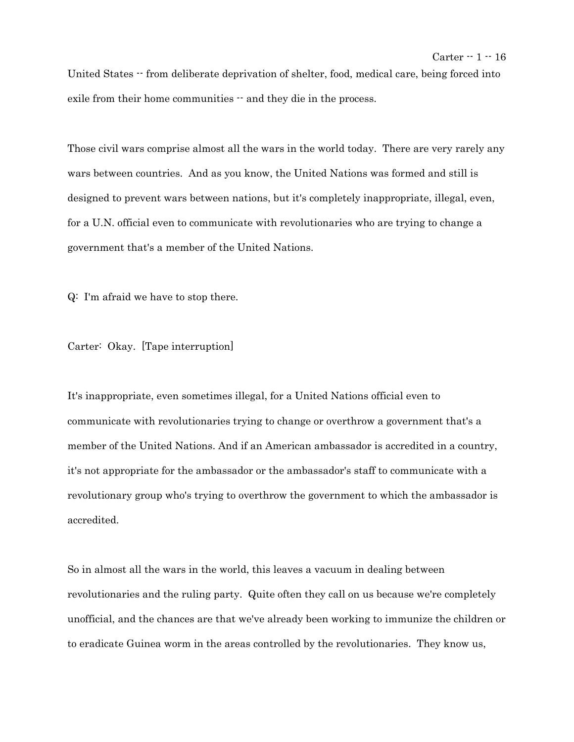United States -- from deliberate deprivation of shelter, food, medical care, being forced into exile from their home communities -- and they die in the process.

Those civil wars comprise almost all the wars in the world today. There are very rarely any wars between countries. And as you know, the United Nations was formed and still is designed to prevent wars between nations, but it's completely inappropriate, illegal, even, for a U.N. official even to communicate with revolutionaries who are trying to change a government that's a member of the United Nations.

Q: I'm afraid we have to stop there.

Carter: Okay. [Tape interruption]

It's inappropriate, even sometimes illegal, for a United Nations official even to communicate with revolutionaries trying to change or overthrow a government that's a member of the United Nations. And if an American ambassador is accredited in a country, it's not appropriate for the ambassador or the ambassador's staff to communicate with a revolutionary group who's trying to overthrow the government to which the ambassador is accredited.

So in almost all the wars in the world, this leaves a vacuum in dealing between revolutionaries and the ruling party. Quite often they call on us because we're completely unofficial, and the chances are that we've already been working to immunize the children or to eradicate Guinea worm in the areas controlled by the revolutionaries. They know us,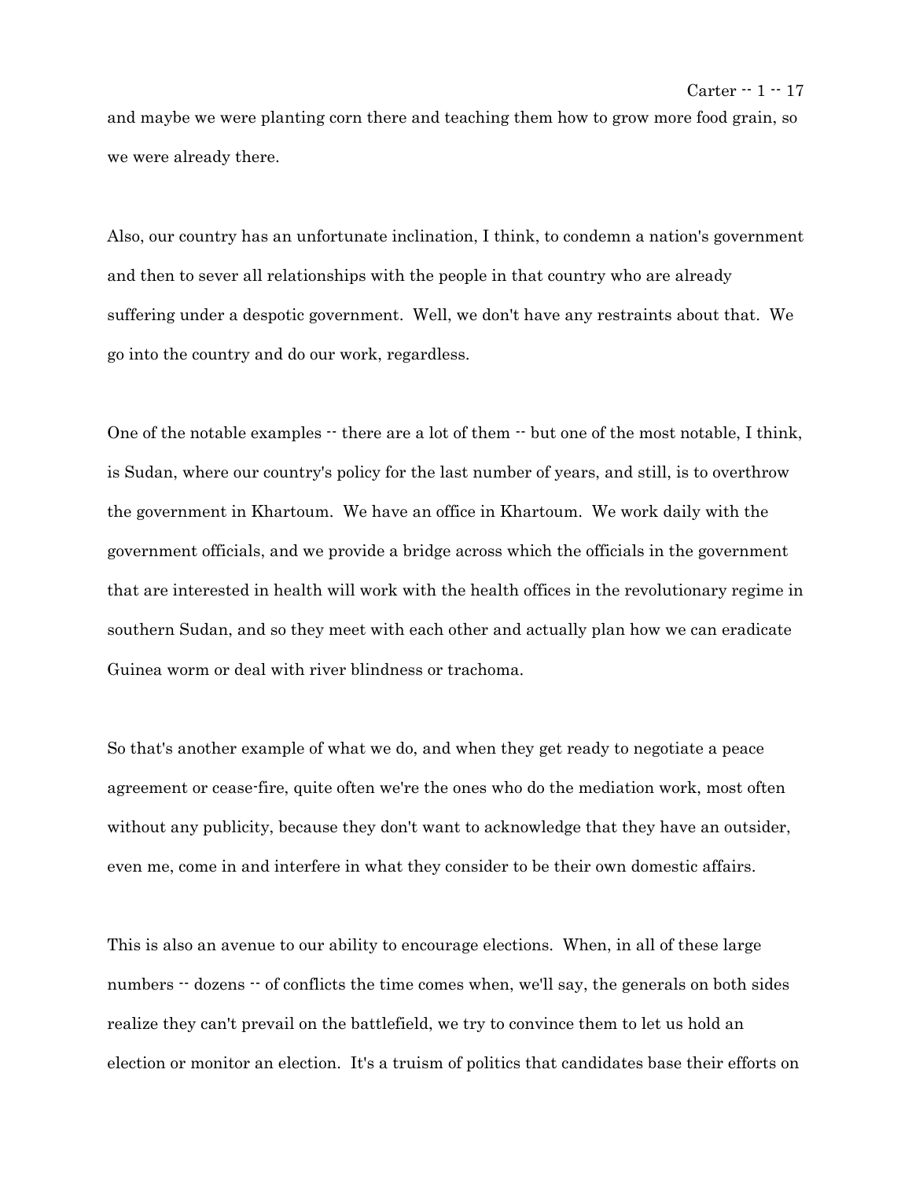and maybe we were planting corn there and teaching them how to grow more food grain, so we were already there.

Also, our country has an unfortunate inclination, I think, to condemn a nation's government and then to sever all relationships with the people in that country who are already suffering under a despotic government. Well, we don't have any restraints about that. We go into the country and do our work, regardless.

One of the notable examples -- there are a lot of them -- but one of the most notable, I think, is Sudan, where our country's policy for the last number of years, and still, is to overthrow the government in Khartoum. We have an office in Khartoum. We work daily with the government officials, and we provide a bridge across which the officials in the government that are interested in health will work with the health offices in the revolutionary regime in southern Sudan, and so they meet with each other and actually plan how we can eradicate Guinea worm or deal with river blindness or trachoma.

So that's another example of what we do, and when they get ready to negotiate a peace agreement or cease-fire, quite often we're the ones who do the mediation work, most often without any publicity, because they don't want to acknowledge that they have an outsider, even me, come in and interfere in what they consider to be their own domestic affairs.

This is also an avenue to our ability to encourage elections. When, in all of these large numbers -- dozens -- of conflicts the time comes when, we'll say, the generals on both sides realize they can't prevail on the battlefield, we try to convince them to let us hold an election or monitor an election. It's a truism of politics that candidates base their efforts on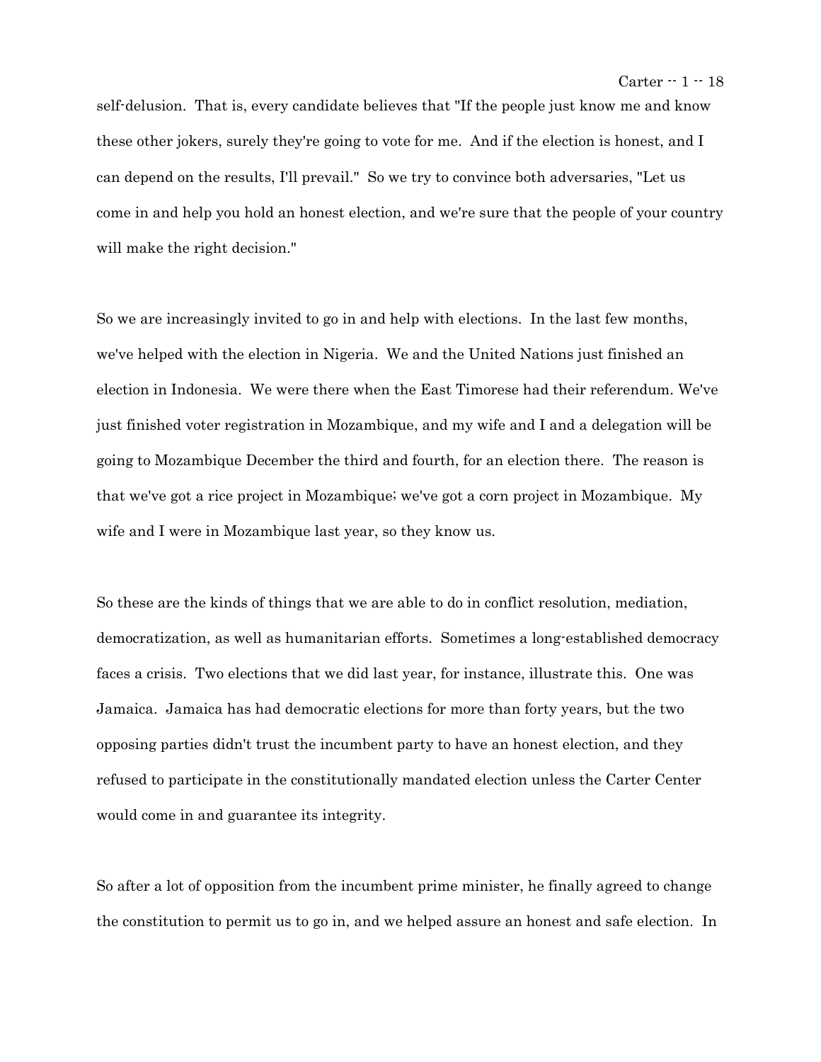self-delusion. That is, every candidate believes that "If the people just know me and know these other jokers, surely they're going to vote for me. And if the election is honest, and I can depend on the results, I'll prevail." So we try to convince both adversaries, "Let us come in and help you hold an honest election, and we're sure that the people of your country will make the right decision."

So we are increasingly invited to go in and help with elections. In the last few months, we've helped with the election in Nigeria. We and the United Nations just finished an election in Indonesia. We were there when the East Timorese had their referendum. We've just finished voter registration in Mozambique, and my wife and I and a delegation will be going to Mozambique December the third and fourth, for an election there. The reason is that we've got a rice project in Mozambique; we've got a corn project in Mozambique. My wife and I were in Mozambique last year, so they know us.

So these are the kinds of things that we are able to do in conflict resolution, mediation, democratization, as well as humanitarian efforts. Sometimes a long-established democracy faces a crisis. Two elections that we did last year, for instance, illustrate this. One was Jamaica. Jamaica has had democratic elections for more than forty years, but the two opposing parties didn't trust the incumbent party to have an honest election, and they refused to participate in the constitutionally mandated election unless the Carter Center would come in and guarantee its integrity.

So after a lot of opposition from the incumbent prime minister, he finally agreed to change the constitution to permit us to go in, and we helped assure an honest and safe election. In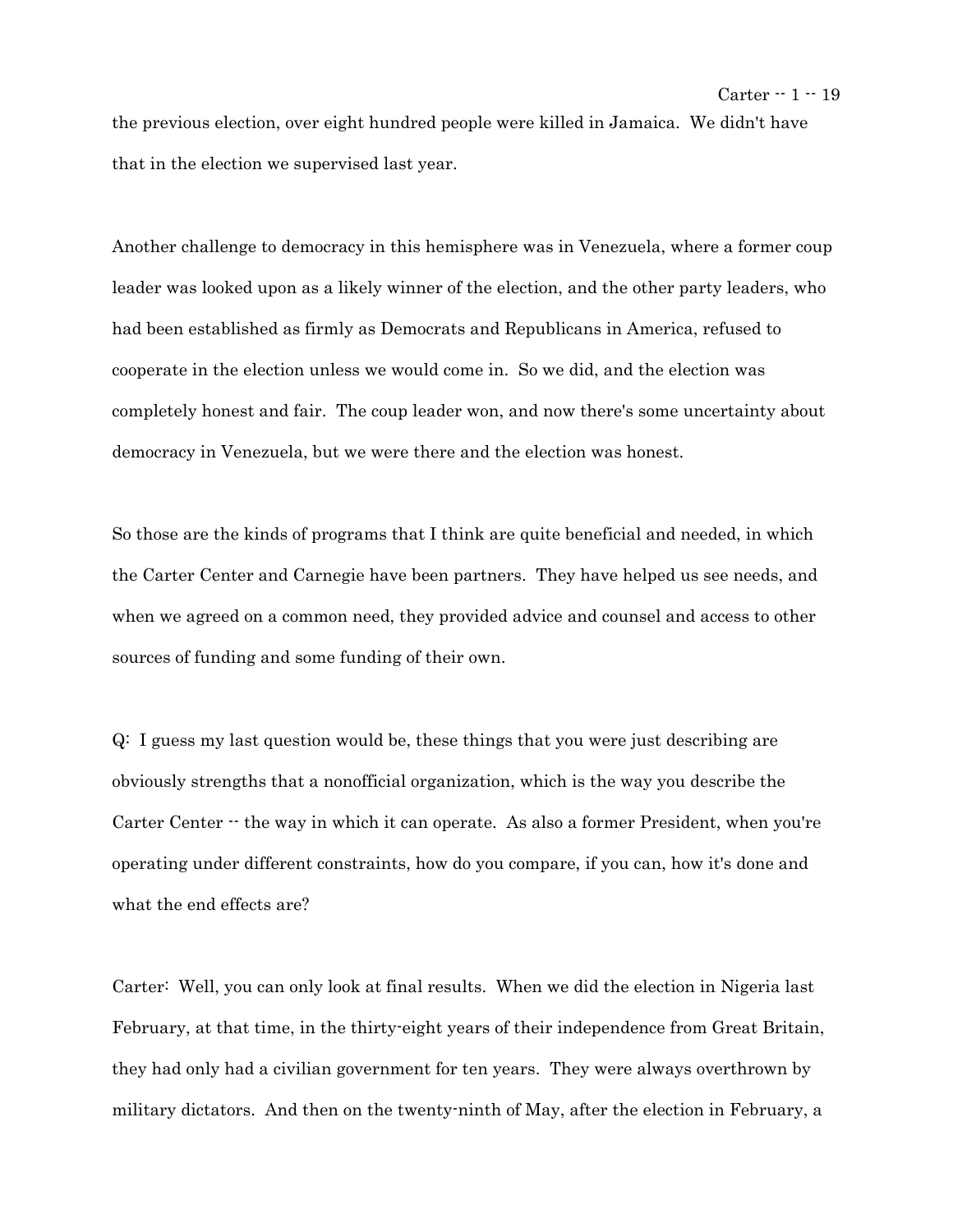the previous election, over eight hundred people were killed in Jamaica. We didn't have that in the election we supervised last year.

Another challenge to democracy in this hemisphere was in Venezuela, where a former coup leader was looked upon as a likely winner of the election, and the other party leaders, who had been established as firmly as Democrats and Republicans in America, refused to cooperate in the election unless we would come in. So we did, and the election was completely honest and fair. The coup leader won, and now there's some uncertainty about democracy in Venezuela, but we were there and the election was honest.

So those are the kinds of programs that I think are quite beneficial and needed, in which the Carter Center and Carnegie have been partners. They have helped us see needs, and when we agreed on a common need, they provided advice and counsel and access to other sources of funding and some funding of their own.

Q: I guess my last question would be, these things that you were just describing are obviously strengths that a nonofficial organization, which is the way you describe the Carter Center -- the way in which it can operate. As also a former President, when you're operating under different constraints, how do you compare, if you can, how it's done and what the end effects are?

Carter: Well, you can only look at final results. When we did the election in Nigeria last February, at that time, in the thirty-eight years of their independence from Great Britain, they had only had a civilian government for ten years. They were always overthrown by military dictators. And then on the twenty-ninth of May, after the election in February, a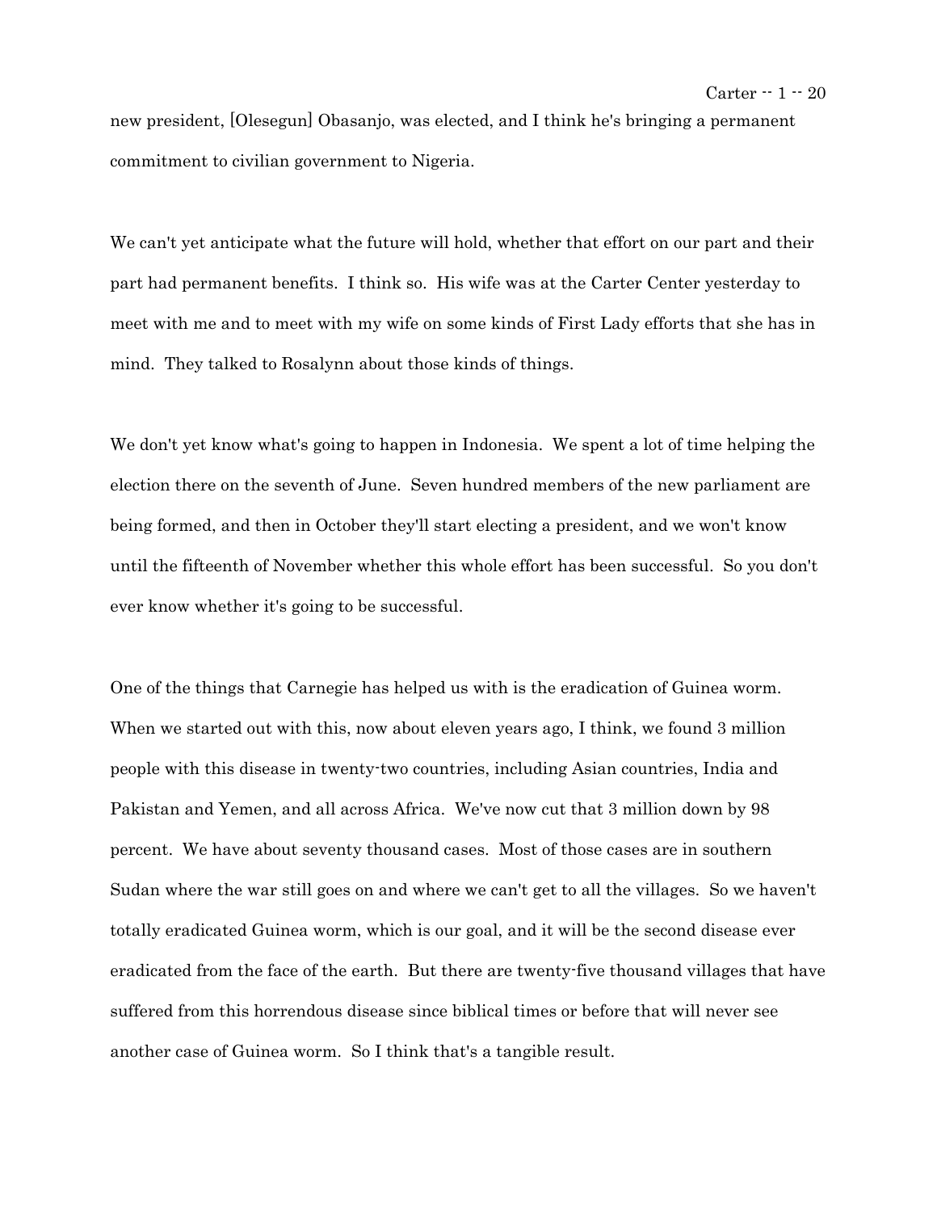new president, [Olesegun] Obasanjo, was elected, and I think he's bringing a permanent commitment to civilian government to Nigeria.

We can't yet anticipate what the future will hold, whether that effort on our part and their part had permanent benefits. I think so. His wife was at the Carter Center yesterday to meet with me and to meet with my wife on some kinds of First Lady efforts that she has in mind. They talked to Rosalynn about those kinds of things.

We don't yet know what's going to happen in Indonesia. We spent a lot of time helping the election there on the seventh of June. Seven hundred members of the new parliament are being formed, and then in October they'll start electing a president, and we won't know until the fifteenth of November whether this whole effort has been successful. So you don't ever know whether it's going to be successful.

One of the things that Carnegie has helped us with is the eradication of Guinea worm. When we started out with this, now about eleven years ago, I think, we found 3 million people with this disease in twenty-two countries, including Asian countries, India and Pakistan and Yemen, and all across Africa. We've now cut that 3 million down by 98 percent. We have about seventy thousand cases. Most of those cases are in southern Sudan where the war still goes on and where we can't get to all the villages. So we haven't totally eradicated Guinea worm, which is our goal, and it will be the second disease ever eradicated from the face of the earth. But there are twenty-five thousand villages that have suffered from this horrendous disease since biblical times or before that will never see another case of Guinea worm. So I think that's a tangible result.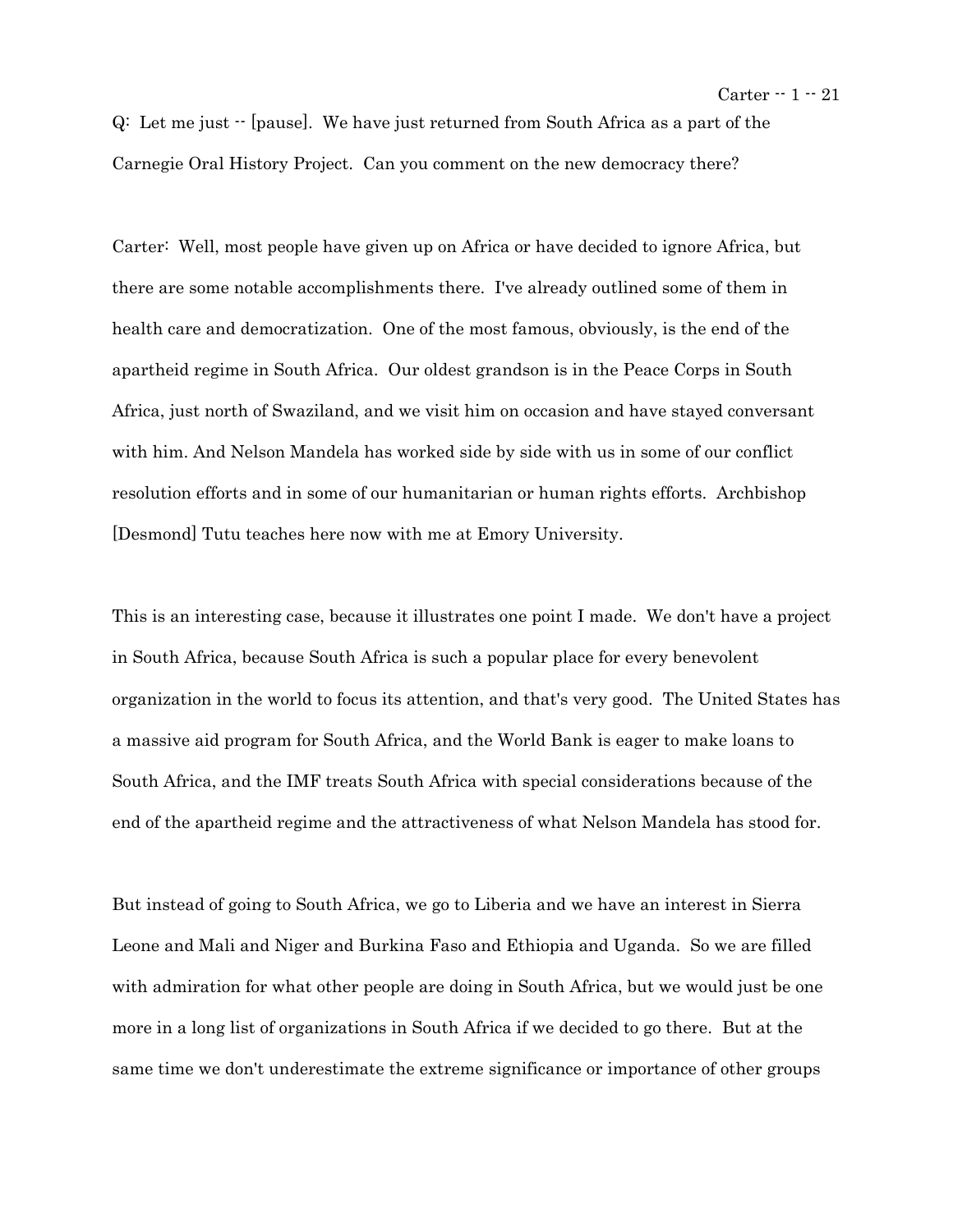Q: Let me just -- [pause]. We have just returned from South Africa as a part of the Carnegie Oral History Project. Can you comment on the new democracy there?

Carter: Well, most people have given up on Africa or have decided to ignore Africa, but there are some notable accomplishments there. I've already outlined some of them in health care and democratization. One of the most famous, obviously, is the end of the apartheid regime in South Africa. Our oldest grandson is in the Peace Corps in South Africa, just north of Swaziland, and we visit him on occasion and have stayed conversant with him. And Nelson Mandela has worked side by side with us in some of our conflict resolution efforts and in some of our humanitarian or human rights efforts. Archbishop [Desmond] Tutu teaches here now with me at Emory University.

This is an interesting case, because it illustrates one point I made. We don't have a project in South Africa, because South Africa is such a popular place for every benevolent organization in the world to focus its attention, and that's very good. The United States has a massive aid program for South Africa, and the World Bank is eager to make loans to South Africa, and the IMF treats South Africa with special considerations because of the end of the apartheid regime and the attractiveness of what Nelson Mandela has stood for.

But instead of going to South Africa, we go to Liberia and we have an interest in Sierra Leone and Mali and Niger and Burkina Faso and Ethiopia and Uganda. So we are filled with admiration for what other people are doing in South Africa, but we would just be one more in a long list of organizations in South Africa if we decided to go there. But at the same time we don't underestimate the extreme significance or importance of other groups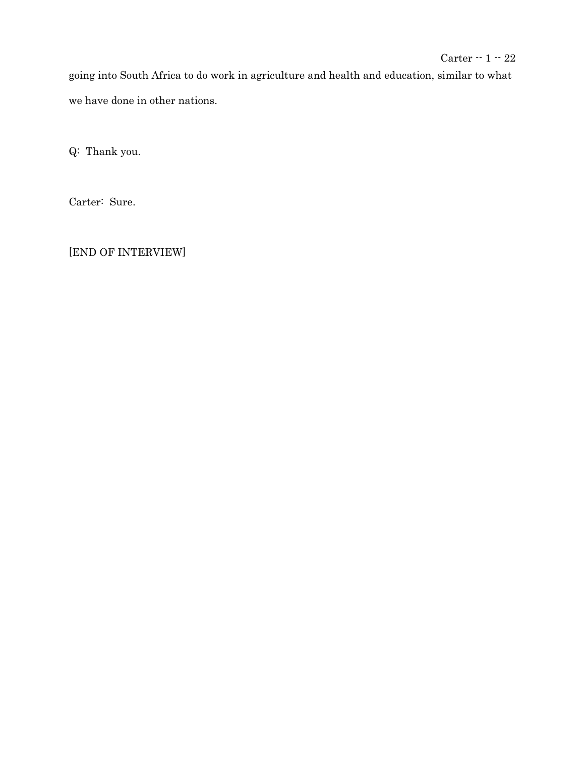going into South Africa to do work in agriculture and health and education, similar to what we have done in other nations.

Q: Thank you.

Carter: Sure.

[END OF INTERVIEW]